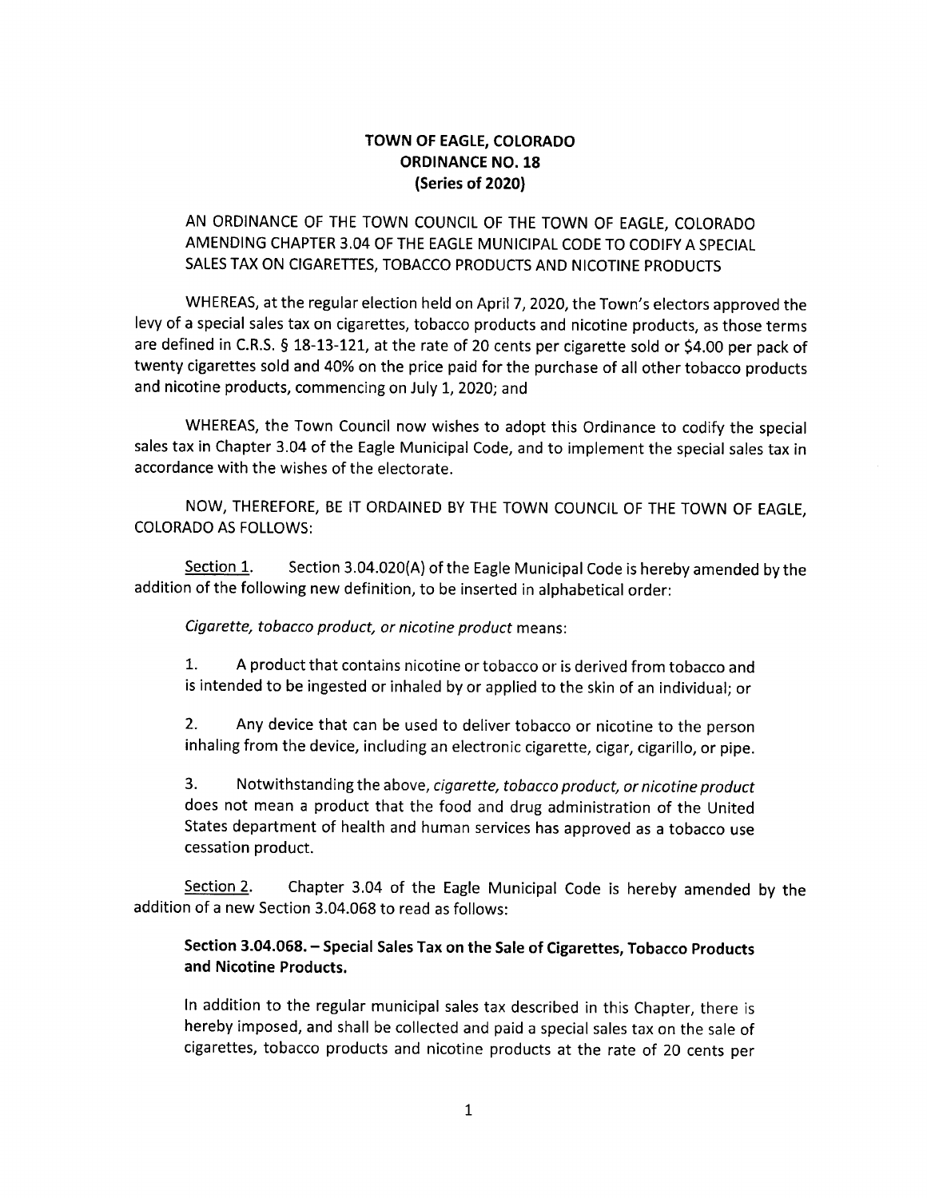**TOWN OF EAGLE, COLORADO**
**ORDINANCE NO. 18**
**(Series of 2020)**

AN ORDINANCE OF THE TOWN COUNCIL OF THE TOWN OF EAGLE, COLORADO AMENDING CHAPTER 3.04 OF THE EAGLE MUNICIPAL CODE TO CODIFY A SPECIAL SALES TAX ON CIGARETTES, TOBACCO PRODUCTS AND NICOTINE PRODUCTS

WHEREAS, at the regular election held on April 7, 2020, the Town's electors approved the levy of a special sales tax on cigarettes, tobacco products and nicotine products, as those terms are defined in C.R.S. § 18-13-121, at the rate of 20 cents per cigarette sold or $4.00 per pack of twenty cigarettes sold and 40% on the price paid for the purchase of all other tobacco products and nicotine products, commencing on July 1, 2020; and

WHEREAS, the Town Council now wishes to adopt this Ordinance to codify the special sales tax in Chapter 3.04 of the Eagle Municipal Code, and to implement the special sales tax in accordance with the wishes of the electorate.

NOW, THEREFORE, BE IT ORDAINED BY THE TOWN COUNCIL OF THE TOWN OF EAGLE, COLORADO AS FOLLOWS:

Section 1. Section 3.04.020(A) of the Eagle Municipal Code is hereby amended by the addition of the following new definition, to be inserted in alphabetical order:

*Cigarette, tobacco product, or nicotine product* means:

1. A product that contains nicotine or tobacco or is derived from tobacco and is intended to be ingested or inhaled by or applied to the skin of an individual; or

2. Any device that can be used to deliver tobacco or nicotine to the person inhaling from the device, including an electronic cigarette, cigar, cigarillo, or pipe.

3. Notwithstanding the above, *cigarette, tobacco product, or nicotine product* does not mean a product that the food and drug administration of the United States department of health and human services has approved as a tobacco use cessation product.

Section 2. Chapter 3.04 of the Eagle Municipal Code is hereby amended by the addition of a new Section 3.04.068 to read as follows:

**Section 3.04.068. – Special Sales Tax on the Sale of Cigarettes, Tobacco Products and Nicotine Products.**

In addition to the regular municipal sales tax described in this Chapter, there is hereby imposed, and shall be collected and paid a special sales tax on the sale of cigarettes, tobacco products and nicotine products at the rate of 20 cents per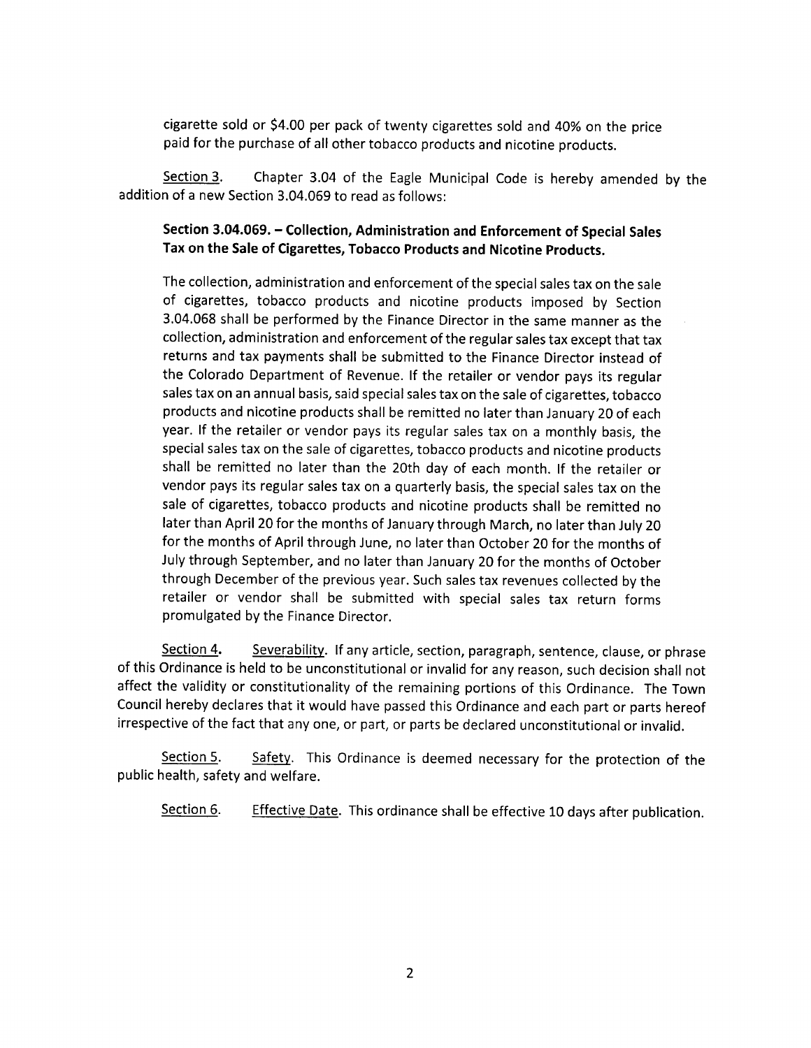cigarette sold or $4.00 per pack of twenty cigarettes sold and 40% on the price paid for the purchase of all other tobacco products and nicotine products.

Section 3. Chapter 3.04 of the Eagle Municipal Code is hereby amended by the addition of a new Section 3.04.069 to read as follows:

**Section 3.04.069. – Collection, Administration and Enforcement of Special Sales Tax on the Sale of Cigarettes, Tobacco Products and Nicotine Products.**

The collection, administration and enforcement of the special sales tax on the sale of cigarettes, tobacco products and nicotine products imposed by Section 3.04.068 shall be performed by the Finance Director in the same manner as the collection, administration and enforcement of the regular sales tax except that tax returns and tax payments shall be submitted to the Finance Director instead of the Colorado Department of Revenue. If the retailer or vendor pays its regular sales tax on an annual basis, said special sales tax on the sale of cigarettes, tobacco products and nicotine products shall be remitted no later than January 20 of each year. If the retailer or vendor pays its regular sales tax on a monthly basis, the special sales tax on the sale of cigarettes, tobacco products and nicotine products shall be remitted no later than the 20th day of each month. If the retailer or vendor pays its regular sales tax on a quarterly basis, the special sales tax on the sale of cigarettes, tobacco products and nicotine products shall be remitted no later than April 20 for the months of January through March, no later than July 20 for the months of April through June, no later than October 20 for the months of July through September, and no later than January 20 for the months of October through December of the previous year. Such sales tax revenues collected by the retailer or vendor shall be submitted with special sales tax return forms promulgated by the Finance Director.

Section 4. Severability. If any article, section, paragraph, sentence, clause, or phrase of this Ordinance is held to be unconstitutional or invalid for any reason, such decision shall not affect the validity or constitutionality of the remaining portions of this Ordinance. The Town Council hereby declares that it would have passed this Ordinance and each part or parts hereof irrespective of the fact that any one, or part, or parts be declared unconstitutional or invalid.

Section 5. Safety. This Ordinance is deemed necessary for the protection of the public health, safety and welfare.

Section 6. Effective Date. This ordinance shall be effective 10 days after publication.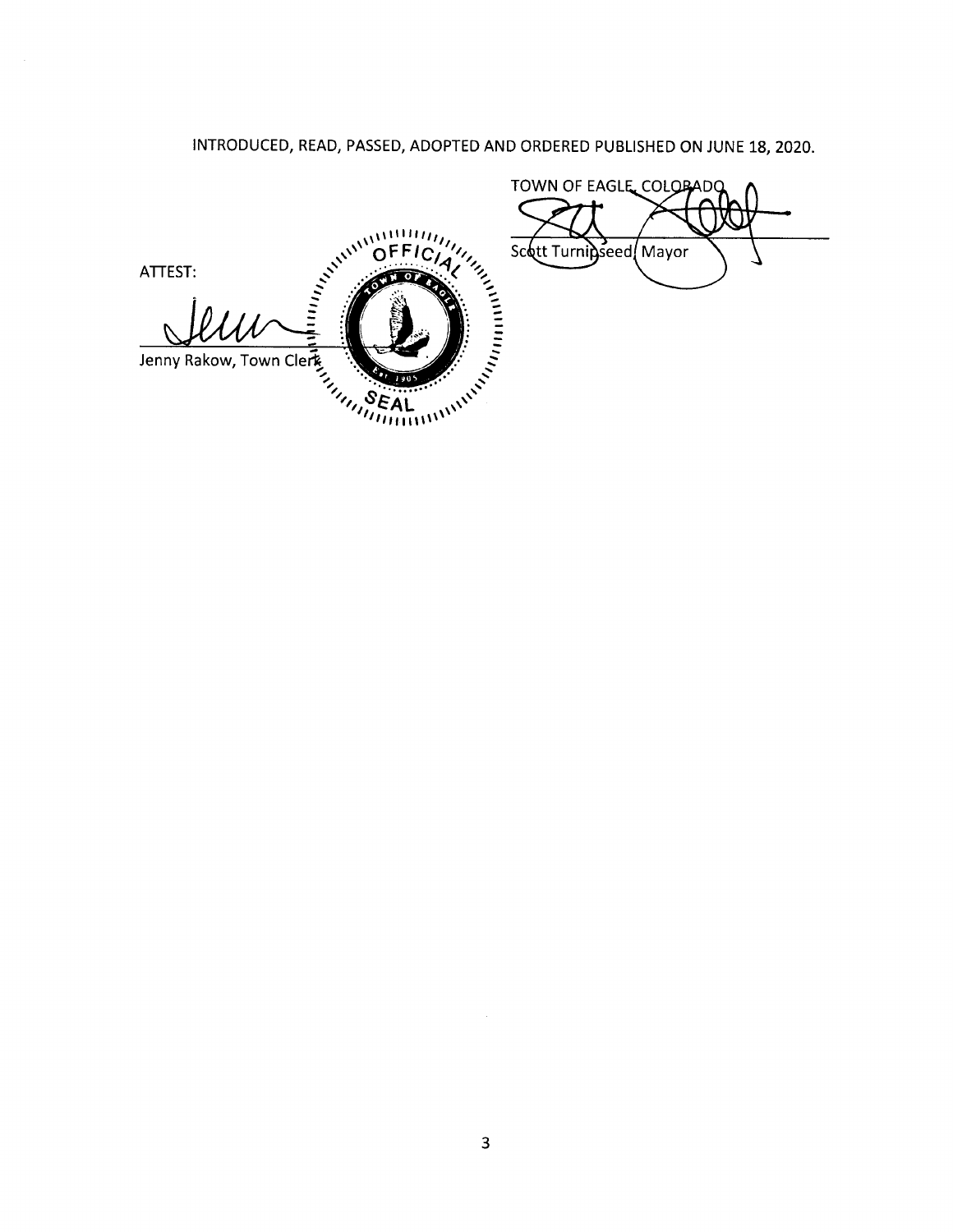INTRODUCED, READ, PASSED, ADOPTED AND ORDERED PUBLISHED ON JUNE 18, 2020.

TOWN OF EAGLE, COLORADO

Scott Turnipseed, Mayor

ATTEST:

Jenny Rakow, Town Clerk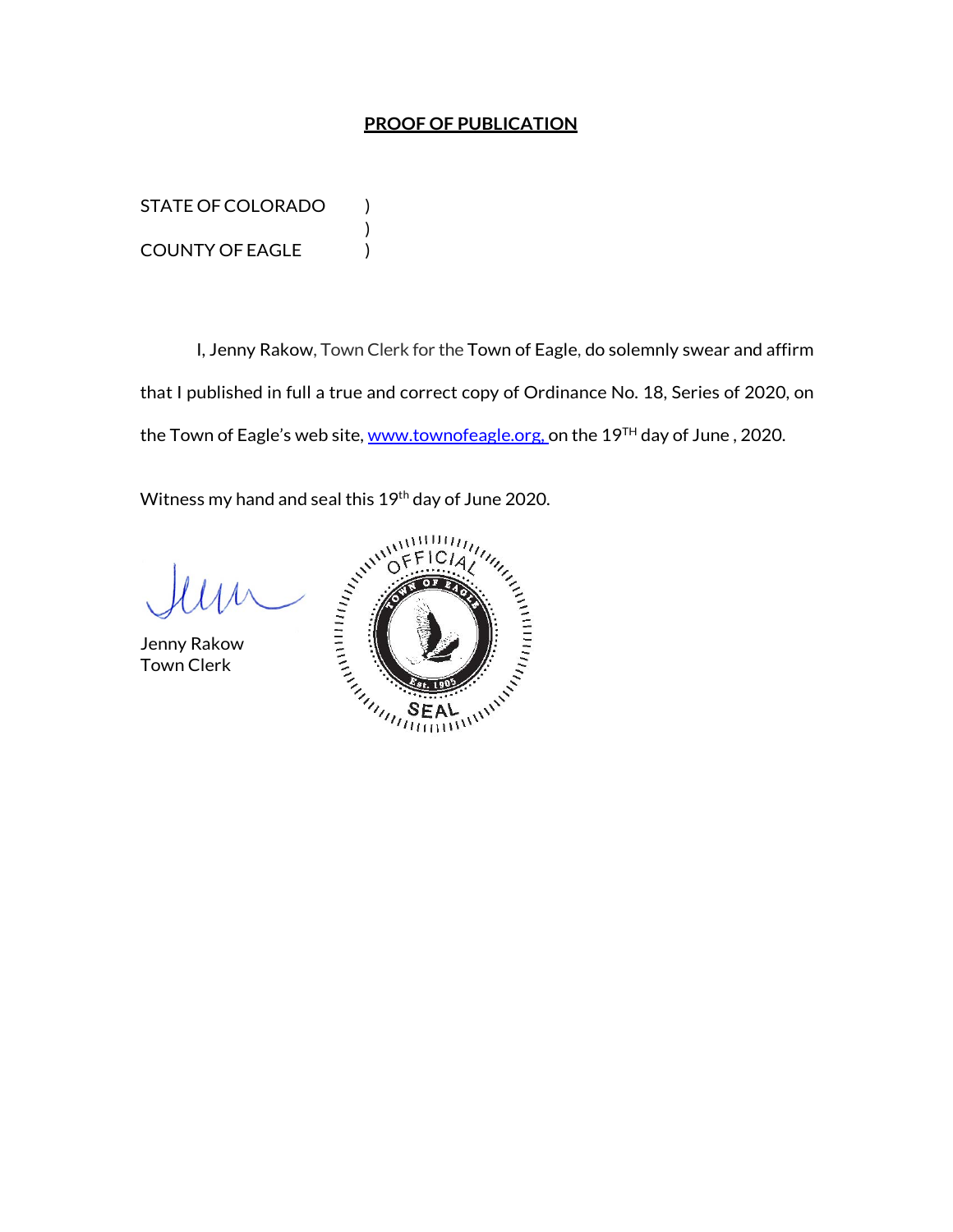# PROOF OF PUBLICATION

STATE OF COLORADO )
)
COUNTY OF EAGLE )

I, Jenny Rakow, Town Clerk for the Town of Eagle, do solemnly swear and affirm that I published in full a true and correct copy of Ordinance No. 18, Series of 2020, on the Town of Eagle's web site, www.townofeagle.org, on the 19TH day of June , 2020.

Witness my hand and seal this 19th day of June 2020.

Jenny Rakow
Town Clerk

OFFICIAL
TOWN OF EAGLE
Est. 1905
SEAL